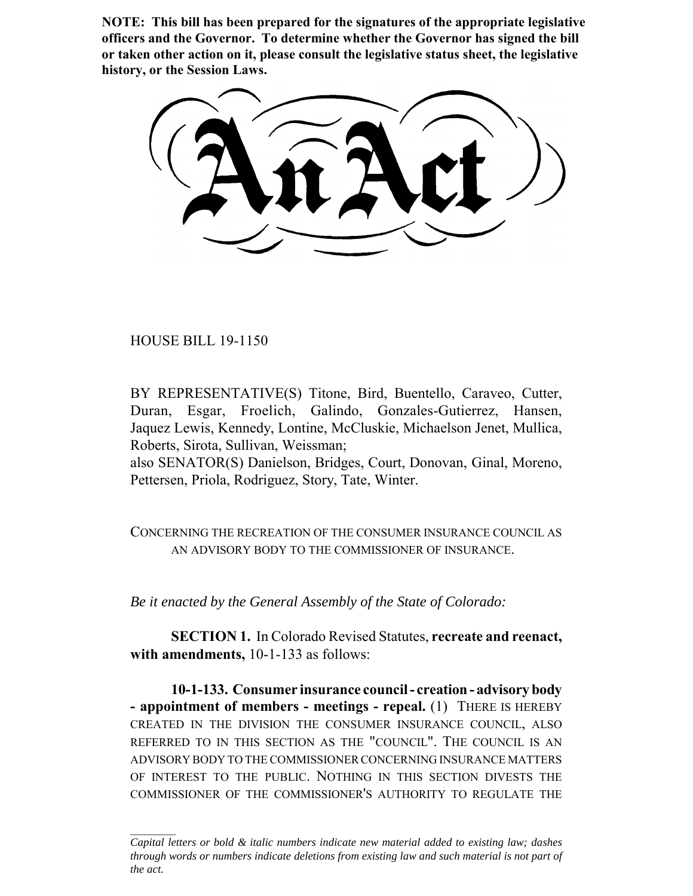**NOTE: This bill has been prepared for the signatures of the appropriate legislative officers and the Governor. To determine whether the Governor has signed the bill or taken other action on it, please consult the legislative status sheet, the legislative history, or the Session Laws.**

# An Act

HOUSE BILL 19-1150

BY REPRESENTATIVE(S) Titone, Bird, Buentello, Caraveo, Cutter, Duran, Esgar, Froelich, Galindo, Gonzales-Gutierrez, Hansen, Jaquez Lewis, Kennedy, Lontine, McCluskie, Michaelson Jenet, Mullica, Roberts, Sirota, Sullivan, Weissman;
also SENATOR(S) Danielson, Bridges, Court, Donovan, Ginal, Moreno, Pettersen, Priola, Rodriguez, Story, Tate, Winter.

CONCERNING THE RECREATION OF THE CONSUMER INSURANCE COUNCIL AS AN ADVISORY BODY TO THE COMMISSIONER OF INSURANCE.

*Be it enacted by the General Assembly of the State of Colorado:*

**SECTION 1.** In Colorado Revised Statutes, **recreate and reenact, with amendments,** 10-1-133 as follows:

**10-1-133. Consumer insurance council - creation - advisory body - appointment of members - meetings - repeal.** (1) THERE IS HEREBY CREATED IN THE DIVISION THE CONSUMER INSURANCE COUNCIL, ALSO REFERRED TO IN THIS SECTION AS THE "COUNCIL". THE COUNCIL IS AN ADVISORY BODY TO THE COMMISSIONER CONCERNING INSURANCE MATTERS OF INTEREST TO THE PUBLIC. NOTHING IN THIS SECTION DIVESTS THE COMMISSIONER OF THE COMMISSIONER'S AUTHORITY TO REGULATE THE

*Capital letters or bold & italic numbers indicate new material added to existing law; dashes through words or numbers indicate deletions from existing law and such material is not part of the act.*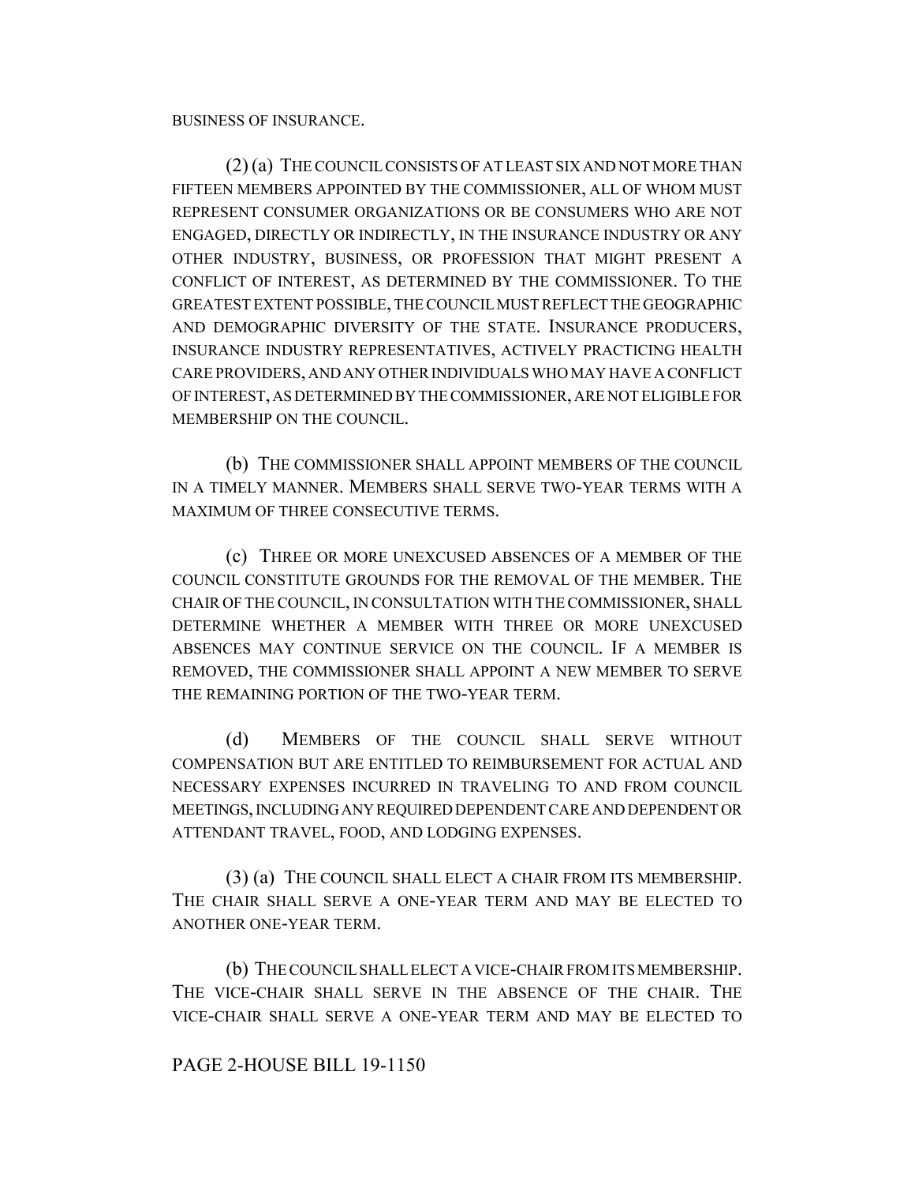BUSINESS OF INSURANCE.

(2) (a) THE COUNCIL CONSISTS OF AT LEAST SIX AND NOT MORE THAN FIFTEEN MEMBERS APPOINTED BY THE COMMISSIONER, ALL OF WHOM MUST REPRESENT CONSUMER ORGANIZATIONS OR BE CONSUMERS WHO ARE NOT ENGAGED, DIRECTLY OR INDIRECTLY, IN THE INSURANCE INDUSTRY OR ANY OTHER INDUSTRY, BUSINESS, OR PROFESSION THAT MIGHT PRESENT A CONFLICT OF INTEREST, AS DETERMINED BY THE COMMISSIONER. TO THE GREATEST EXTENT POSSIBLE, THE COUNCIL MUST REFLECT THE GEOGRAPHIC AND DEMOGRAPHIC DIVERSITY OF THE STATE. INSURANCE PRODUCERS, INSURANCE INDUSTRY REPRESENTATIVES, ACTIVELY PRACTICING HEALTH CARE PROVIDERS, AND ANY OTHER INDIVIDUALS WHO MAY HAVE A CONFLICT OF INTEREST, AS DETERMINED BY THE COMMISSIONER, ARE NOT ELIGIBLE FOR MEMBERSHIP ON THE COUNCIL.

(b) THE COMMISSIONER SHALL APPOINT MEMBERS OF THE COUNCIL IN A TIMELY MANNER. MEMBERS SHALL SERVE TWO-YEAR TERMS WITH A MAXIMUM OF THREE CONSECUTIVE TERMS.

(c) THREE OR MORE UNEXCUSED ABSENCES OF A MEMBER OF THE COUNCIL CONSTITUTE GROUNDS FOR THE REMOVAL OF THE MEMBER. THE CHAIR OF THE COUNCIL, IN CONSULTATION WITH THE COMMISSIONER, SHALL DETERMINE WHETHER A MEMBER WITH THREE OR MORE UNEXCUSED ABSENCES MAY CONTINUE SERVICE ON THE COUNCIL. IF A MEMBER IS REMOVED, THE COMMISSIONER SHALL APPOINT A NEW MEMBER TO SERVE THE REMAINING PORTION OF THE TWO-YEAR TERM.

(d) MEMBERS OF THE COUNCIL SHALL SERVE WITHOUT COMPENSATION BUT ARE ENTITLED TO REIMBURSEMENT FOR ACTUAL AND NECESSARY EXPENSES INCURRED IN TRAVELING TO AND FROM COUNCIL MEETINGS, INCLUDING ANY REQUIRED DEPENDENT CARE AND DEPENDENT OR ATTENDANT TRAVEL, FOOD, AND LODGING EXPENSES.

(3) (a) THE COUNCIL SHALL ELECT A CHAIR FROM ITS MEMBERSHIP. THE CHAIR SHALL SERVE A ONE-YEAR TERM AND MAY BE ELECTED TO ANOTHER ONE-YEAR TERM.

(b) THE COUNCIL SHALL ELECT A VICE-CHAIR FROM ITS MEMBERSHIP. THE VICE-CHAIR SHALL SERVE IN THE ABSENCE OF THE CHAIR. THE VICE-CHAIR SHALL SERVE A ONE-YEAR TERM AND MAY BE ELECTED TO

PAGE 2-HOUSE BILL 19-1150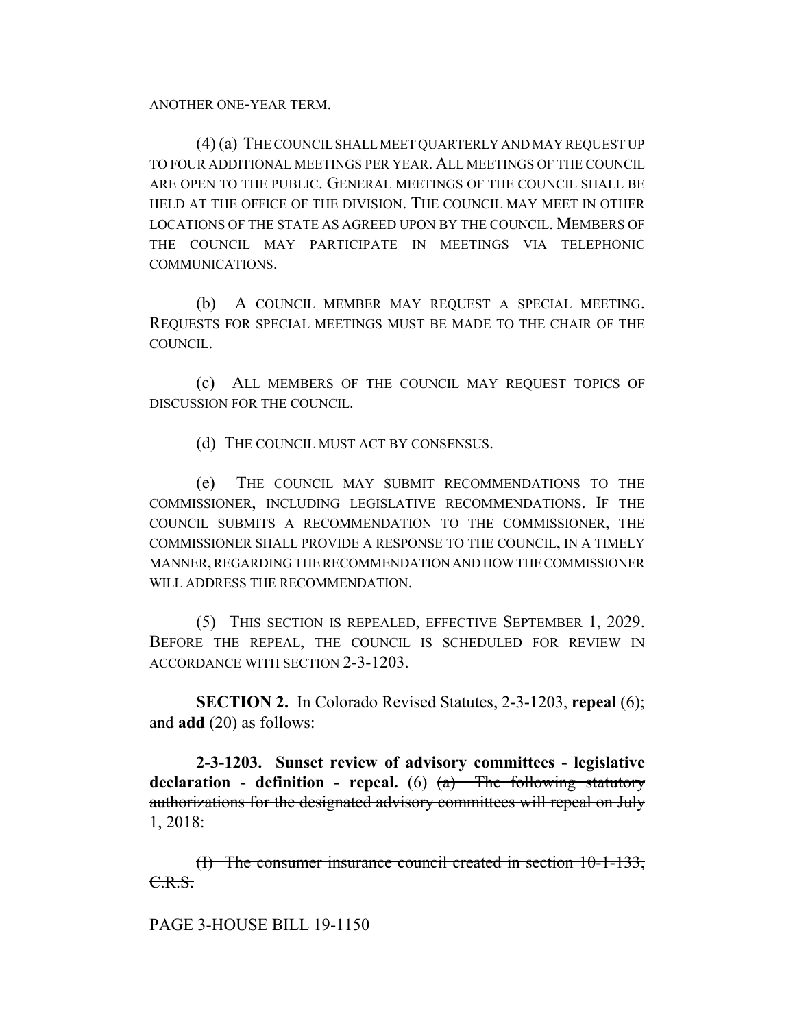ANOTHER ONE-YEAR TERM.

(4) (a) THE COUNCIL SHALL MEET QUARTERLY AND MAY REQUEST UP TO FOUR ADDITIONAL MEETINGS PER YEAR. ALL MEETINGS OF THE COUNCIL ARE OPEN TO THE PUBLIC. GENERAL MEETINGS OF THE COUNCIL SHALL BE HELD AT THE OFFICE OF THE DIVISION. THE COUNCIL MAY MEET IN OTHER LOCATIONS OF THE STATE AS AGREED UPON BY THE COUNCIL. MEMBERS OF THE COUNCIL MAY PARTICIPATE IN MEETINGS VIA TELEPHONIC COMMUNICATIONS.

(b) A COUNCIL MEMBER MAY REQUEST A SPECIAL MEETING. REQUESTS FOR SPECIAL MEETINGS MUST BE MADE TO THE CHAIR OF THE COUNCIL.

(c) ALL MEMBERS OF THE COUNCIL MAY REQUEST TOPICS OF DISCUSSION FOR THE COUNCIL.

(d) THE COUNCIL MUST ACT BY CONSENSUS.

(e) THE COUNCIL MAY SUBMIT RECOMMENDATIONS TO THE COMMISSIONER, INCLUDING LEGISLATIVE RECOMMENDATIONS. IF THE COUNCIL SUBMITS A RECOMMENDATION TO THE COMMISSIONER, THE COMMISSIONER SHALL PROVIDE A RESPONSE TO THE COUNCIL, IN A TIMELY MANNER, REGARDING THE RECOMMENDATION AND HOW THE COMMISSIONER WILL ADDRESS THE RECOMMENDATION.

(5) THIS SECTION IS REPEALED, EFFECTIVE SEPTEMBER 1, 2029. BEFORE THE REPEAL, THE COUNCIL IS SCHEDULED FOR REVIEW IN ACCORDANCE WITH SECTION 2-3-1203.

**SECTION 2.** In Colorado Revised Statutes, 2-3-1203, **repeal** (6); and **add** (20) as follows:

**2-3-1203. Sunset review of advisory committees - legislative declaration - definition - repeal.** (6) ~~(a) The following statutory authorizations for the designated advisory committees will repeal on July 1, 2018:~~

~~(I) The consumer insurance council created in section 10-1-133, C.R.S.~~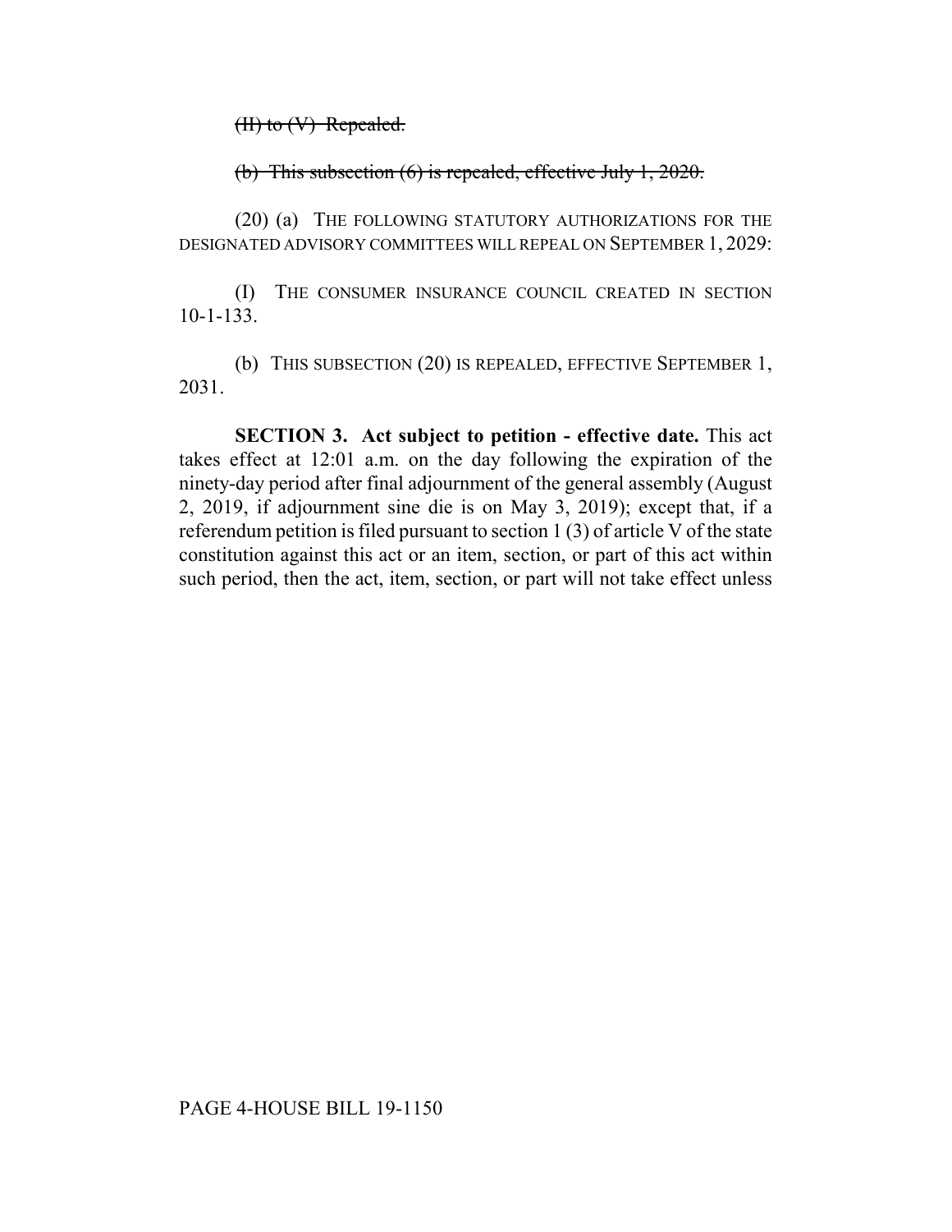~~(II) to (V) Repealed.~~

~~(b) This subsection (6) is repealed, effective July 1, 2020.~~

(20) (a) THE FOLLOWING STATUTORY AUTHORIZATIONS FOR THE DESIGNATED ADVISORY COMMITTEES WILL REPEAL ON SEPTEMBER 1, 2029:

(I) THE CONSUMER INSURANCE COUNCIL CREATED IN SECTION 10-1-133.

(b) THIS SUBSECTION (20) IS REPEALED, EFFECTIVE SEPTEMBER 1, 2031.

**SECTION 3. Act subject to petition - effective date.** This act takes effect at 12:01 a.m. on the day following the expiration of the ninety-day period after final adjournment of the general assembly (August 2, 2019, if adjournment sine die is on May 3, 2019); except that, if a referendum petition is filed pursuant to section 1 (3) of article V of the state constitution against this act or an item, section, or part of this act within such period, then the act, item, section, or part will not take effect unless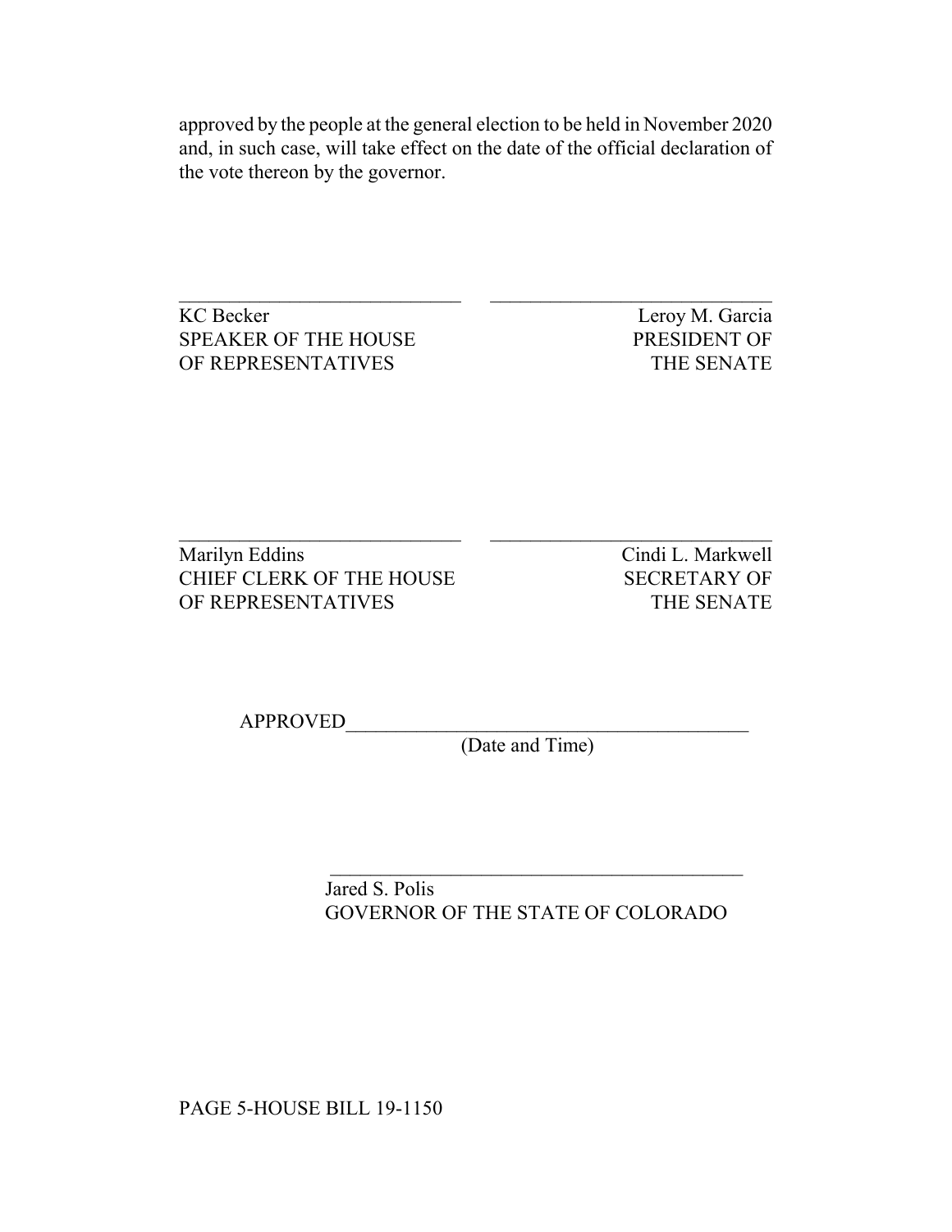approved by the people at the general election to be held in November 2020 and, in such case, will take effect on the date of the official declaration of the vote thereon by the governor.

____________________________ ____________________________
KC Becker
SPEAKER OF THE HOUSE
OF REPRESENTATIVES

Leroy M. Garcia
PRESIDENT OF
THE SENATE

____________________________ ____________________________
Marilyn Eddins
CHIEF CLERK OF THE HOUSE
OF REPRESENTATIVES

Cindi L. Markwell
SECRETARY OF
THE SENATE

APPROVED________________________________________
(Date and Time)

_________________________________________
Jared S. Polis
GOVERNOR OF THE STATE OF COLORADO

PAGE 5-HOUSE BILL 19-1150